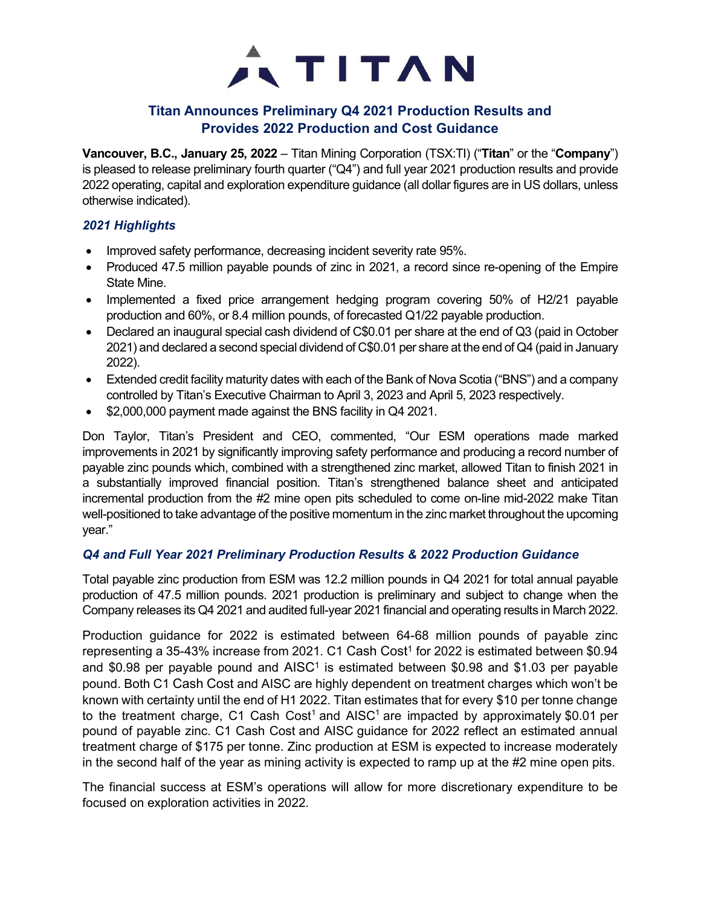# TITAN

## Titan Announces Preliminary Q4 2021 Production Results and Provides 2022 Production and Cost Guidance

**Vancouver, B.C., January 25, 2022** – Titan Mining Corporation (TSX:TI) ("**Titan**" or the "**Company**") is pleased to release preliminary fourth quarter ("Q4") and full year 2021 production results and provide 2022 operating, capital and exploration expenditure guidance (all dollar figures are in US dollars, unless otherwise indicated).

### *2021 Highlights*

- Improved safety performance, decreasing incident severity rate 95%.
- Produced 47.5 million payable pounds of zinc in 2021, a record since re-opening of the Empire State Mine.
- Implemented a fixed price arrangement hedging program covering 50% of H2/21 payable production and 60%, or 8.4 million pounds, of forecasted Q1/22 payable production.
- Declared an inaugural special cash dividend of C$0.01 per share at the end of Q3 (paid in October 2021) and declared a second special dividend of C$0.01 per share at the end of Q4 (paid in January 2022).
- Extended credit facility maturity dates with each of the Bank of Nova Scotia ("BNS") and a company controlled by Titan's Executive Chairman to April 3, 2023 and April 5, 2023 respectively.
- $2,000,000 payment made against the BNS facility in Q4 2021.

Don Taylor, Titan's President and CEO, commented, "Our ESM operations made marked improvements in 2021 by significantly improving safety performance and producing a record number of payable zinc pounds which, combined with a strengthened zinc market, allowed Titan to finish 2021 in a substantially improved financial position. Titan's strengthened balance sheet and anticipated incremental production from the #2 mine open pits scheduled to come on-line mid-2022 make Titan well-positioned to take advantage of the positive momentum in the zinc market throughout the upcoming year."

### *Q4 and Full Year 2021 Preliminary Production Results & 2022 Production Guidance*

Total payable zinc production from ESM was 12.2 million pounds in Q4 2021 for total annual payable production of 47.5 million pounds. 2021 production is preliminary and subject to change when the Company releases its Q4 2021 and audited full-year 2021 financial and operating results in March 2022.

Production guidance for 2022 is estimated between 64-68 million pounds of payable zinc representing a 35-43% increase from 2021. C1 Cash Cost[1] for 2022 is estimated between $0.94 and $0.98 per payable pound and AISC[1] is estimated between $0.98 and $1.03 per payable pound. Both C1 Cash Cost and AISC are highly dependent on treatment charges which won't be known with certainty until the end of H1 2022. Titan estimates that for every $10 per tonne change to the treatment charge, C1 Cash Cost[1] and AISC[1] are impacted by approximately $0.01 per pound of payable zinc. C1 Cash Cost and AISC guidance for 2022 reflect an estimated annual treatment charge of $175 per tonne. Zinc production at ESM is expected to increase moderately in the second half of the year as mining activity is expected to ramp up at the #2 mine open pits.

The financial success at ESM's operations will allow for more discretionary expenditure to be focused on exploration activities in 2022.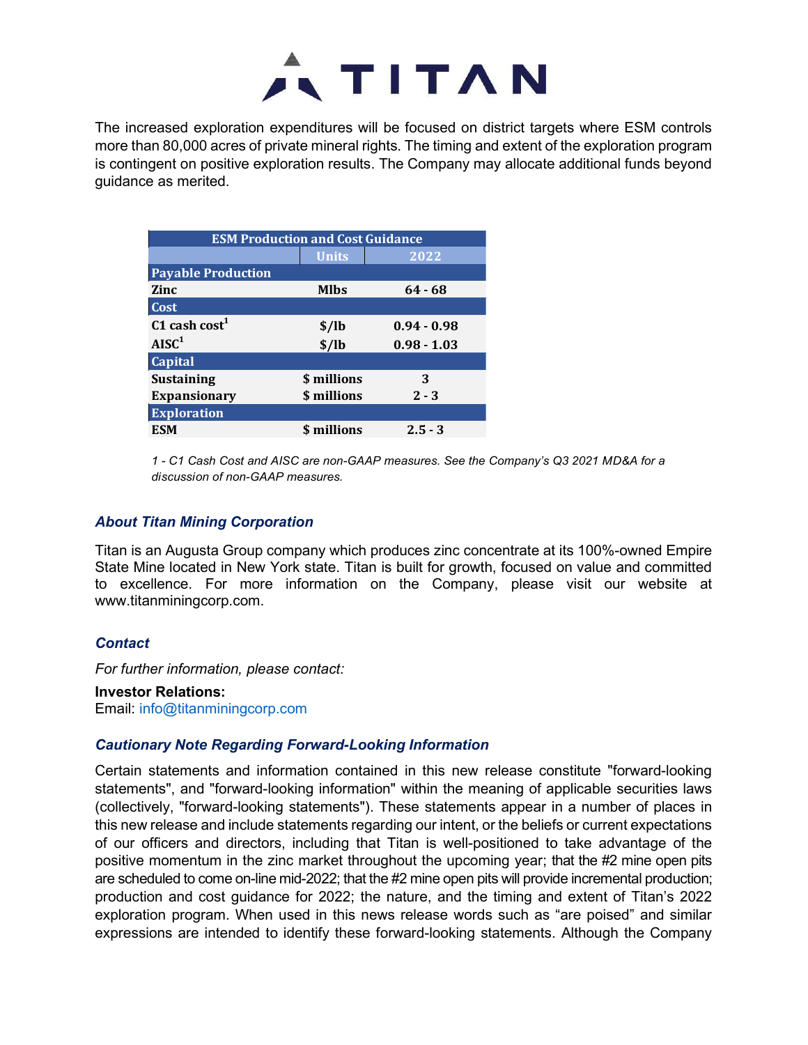The increased exploration expenditures will be focused on district targets where ESM controls more than 80,000 acres of private mineral rights. The timing and extent of the exploration program is contingent on positive exploration results. The Company may allocate additional funds beyond guidance as merited.

| ESM Production and Cost Guidance | | |
|---|---|---|
| | Units | 2022 |
| **Payable Production** | | |
| Zinc | Mlbs | 64 - 68 |
| **Cost** | | |
| C1 cash cost[1] | $/lb | 0.94 - 0.98 |
| AISC[1] | $/lb | 0.98 - 1.03 |
| **Capital** | | |
| Sustaining | $ millions | 3 |
| Expansionary | $ millions | 2 - 3 |
| **Exploration** | | |
| ESM | $ millions | 2.5 - 3 |

*1 - C1 Cash Cost and AISC are non-GAAP measures. See the Company's Q3 2021 MD&A for a discussion of non-GAAP measures.*

### *About Titan Mining Corporation*

Titan is an Augusta Group company which produces zinc concentrate at its 100%-owned Empire State Mine located in New York state. Titan is built for growth, focused on value and committed to excellence. For more information on the Company, please visit our website at www.titanminingcorp.com.

### *Contact*

*For further information, please contact:*

**Investor Relations:**
Email: info@titanminingcorp.com

### *Cautionary Note Regarding Forward-Looking Information*

Certain statements and information contained in this new release constitute "forward-looking statements", and "forward-looking information" within the meaning of applicable securities laws (collectively, "forward-looking statements"). These statements appear in a number of places in this new release and include statements regarding our intent, or the beliefs or current expectations of our officers and directors, including that Titan is well-positioned to take advantage of the positive momentum in the zinc market throughout the upcoming year; that the #2 mine open pits are scheduled to come on-line mid-2022; that the #2 mine open pits will provide incremental production; production and cost guidance for 2022; the nature, and the timing and extent of Titan's 2022 exploration program. When used in this news release words such as "are poised" and similar expressions are intended to identify these forward-looking statements. Although the Company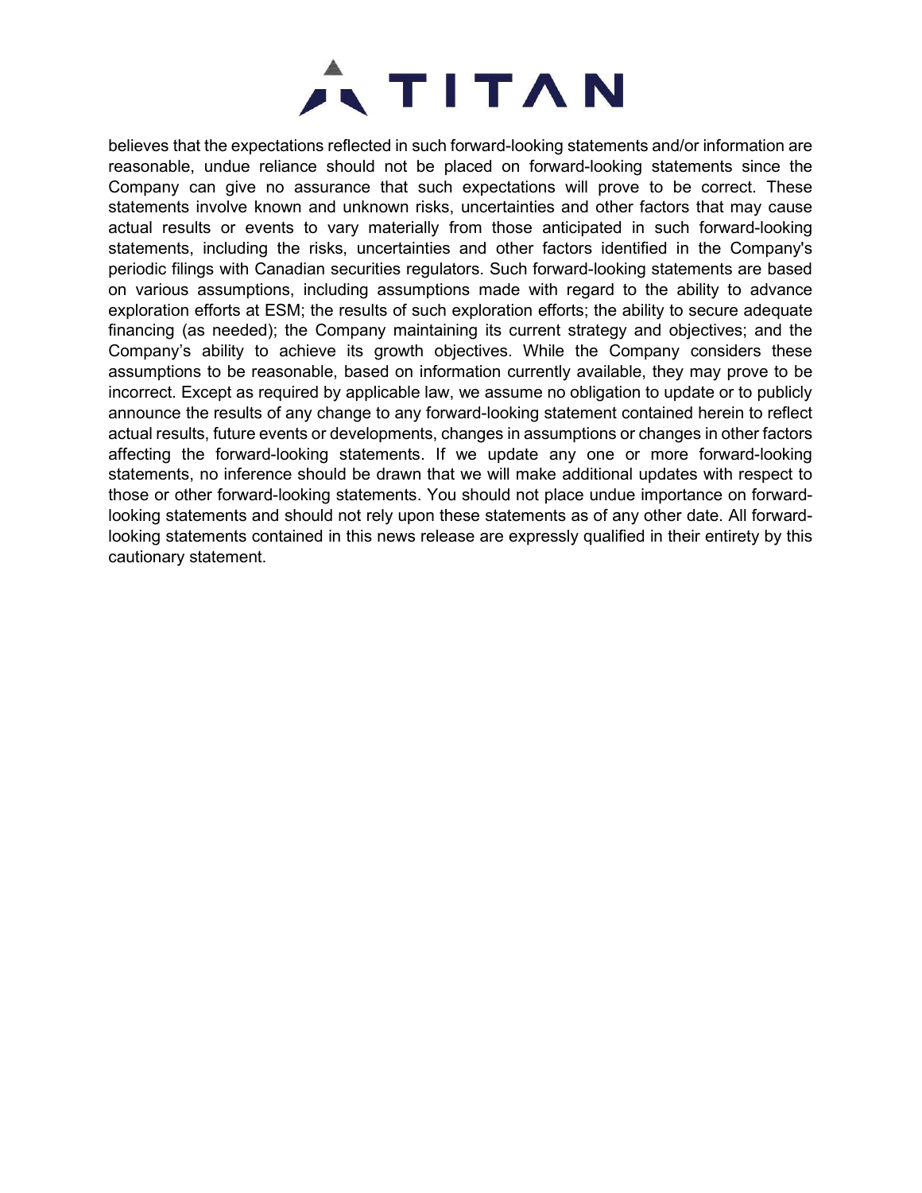believes that the expectations reflected in such forward-looking statements and/or information are reasonable, undue reliance should not be placed on forward-looking statements since the Company can give no assurance that such expectations will prove to be correct. These statements involve known and unknown risks, uncertainties and other factors that may cause actual results or events to vary materially from those anticipated in such forward-looking statements, including the risks, uncertainties and other factors identified in the Company's periodic filings with Canadian securities regulators. Such forward-looking statements are based on various assumptions, including assumptions made with regard to the ability to advance exploration efforts at ESM; the results of such exploration efforts; the ability to secure adequate financing (as needed); the Company maintaining its current strategy and objectives; and the Company's ability to achieve its growth objectives. While the Company considers these assumptions to be reasonable, based on information currently available, they may prove to be incorrect. Except as required by applicable law, we assume no obligation to update or to publicly announce the results of any change to any forward-looking statement contained herein to reflect actual results, future events or developments, changes in assumptions or changes in other factors affecting the forward-looking statements. If we update any one or more forward-looking statements, no inference should be drawn that we will make additional updates with respect to those or other forward-looking statements. You should not place undue importance on forward-looking statements and should not rely upon these statements as of any other date. All forward-looking statements contained in this news release are expressly qualified in their entirety by this cautionary statement.